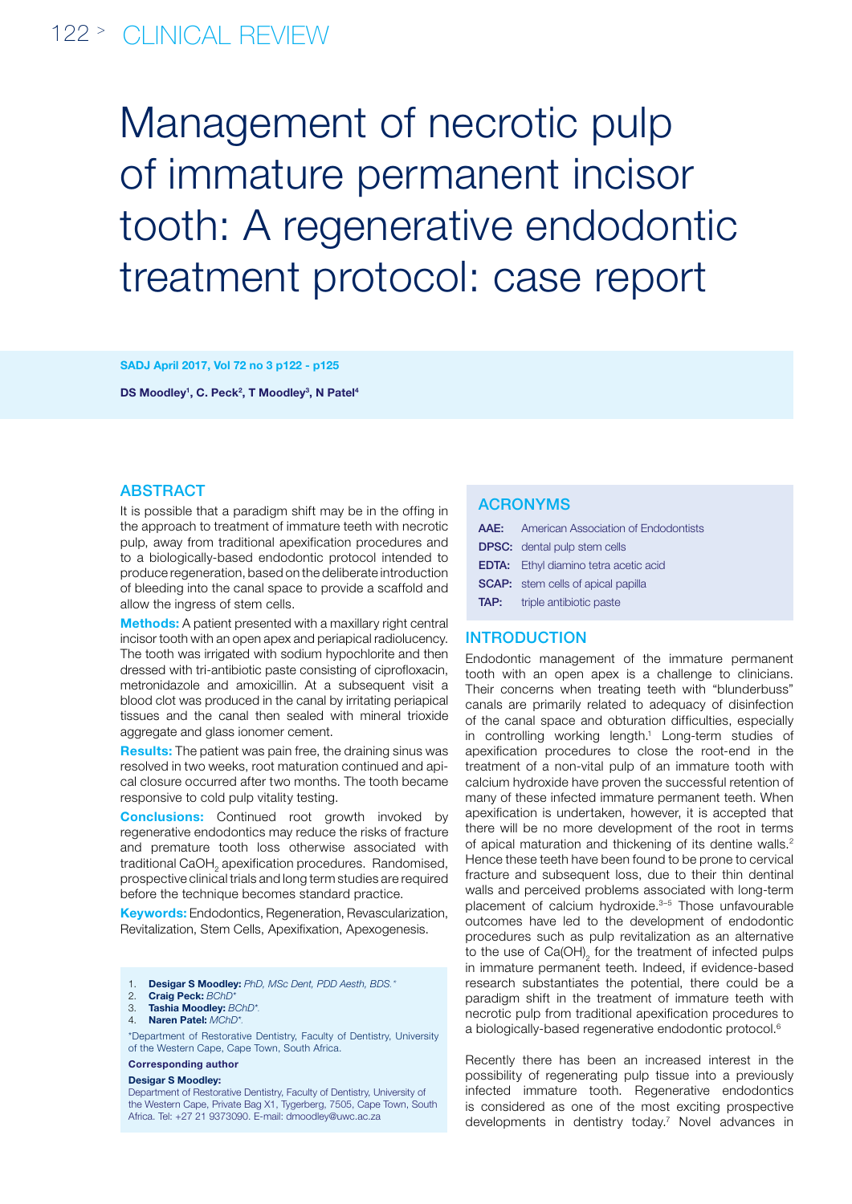# Management of necrotic pulp of immature permanent incisor tooth: A regenerative endodontic treatment protocol: case report

**DS Moodley[1], C. Peck[2], T Moodley[3], N Patel[4]**

## ABSTRACT

It is possible that a paradigm shift may be in the offing in the approach to treatment of immature teeth with necrotic pulp, away from traditional apexification procedures and to a biologically-based endodontic protocol intended to produce regeneration, based on the deliberate introduction of bleeding into the canal space to provide a scaffold and allow the ingess of stem cells.

**Methods:** A patient presented with a maxillary right central incisor tooth with an open apex and periapical radiolucency. The tooth was irrigated with sodium hypochlorite and then dressed with tri-antibiotic paste consisting of ciprofloxacin, metronidazole and amoxicillin. At a subsequent visit a blood clot was produced in the canal by irritating periapical tissues and the canal then sealed with mineral trioxide aggregate and glass ionomer cement.

**Results:** The patient was pain free, the draining sinus was resolved in two weeks, root maturation continued and apical closure occurred after two months. The tooth became responsive to cold pulp vitality testing.

**Conclusions:** Continued root growth invoked by regenerative endodontics may reduce the risks of fracture and premature tooth loss otherwise associated with traditional $CaOH_2$ apexification procedures. Randomised, prospective clinical trials and long term studies are required before the technique becomes standard practice.

**Keywords:** Endodontics, Regeneration, Revascularization, Revitalization, Stem Cells, Apexifixation, Apexogenesis.

1. **Desigar S Moodley:** *PhD, MSc Dent, PDD Aesth, BDS.**
2. **Craig Peck:** *BChD**
3. **Tashia Moodley:** *BChD*.*
4. **Naren Patel:** *MChD*.*

*Department of Restorative Dentistry, Faculty of Dentistry, University of the Western Cape, Cape Town, South Africa.

**Corresponding author**

**Desigar S Moodley:**
Department of Restorative Dentistry, Faculty of Dentistry, University of the Western Cape, Private Bag X1, Tygerberg, 7505, Cape Town, South Africa. Tel: +27 21 9373090. E-mail: dmoodley@uwc.ac.za

## ACRONYMS

**AAE:** American Association of Endodontists
**DPSC:** dental pulp stem cells
**EDTA:** Ethyl diamino tetra acetic acid
**SCAP:** stem cells of apical papilla
**TAP:** triple antibiotic paste

## INTRODUCTION

Endodontic management of the immature permanent tooth with an open apex is a challenge to clinicians. Their concerns when treating teeth with "blunderbuss" canals are primarily related to adequacy of disinfection of the canal space and obturation difficulties, especially in controlling working length.[1] Long-term studies of apexification procedures to close the root-end in the treatment of a non-vital pulp of an immature tooth with calcium hydroxide have proven the successful retention of many of these infected immature permanent teeth. When apexification is undertaken, however, it is accepted that there will be no more development of the root in terms of apical maturation and thickening of its dentine walls.[2] Hence these teeth have been found to be prone to cervical fracture and subsequent loss, due to their thin dentinal walls and perceived problems associated with long-term placement of calcium hydroxide.[3–5] Those unfavourable outcomes have led to the development of endodontic procedures such as pulp revitalization as an alternative to the use of $Ca(OH)_2$ for the treatment of infected pulps in immature permanent teeth. Indeed, if evidence-based research substantiates the potential, there could be a paradigm shift in the treatment of immature teeth with necrotic pulp from traditional apexification procedures to a biologically-based regenerative endodontic protocol.[6]

Recently there has been an increased interest in the possibility of regenerating pulp tissue into a previously infected immature tooth. Regenerative endodontics is considered as one of the most exciting prospective developments in dentistry today.[7] Novel advances in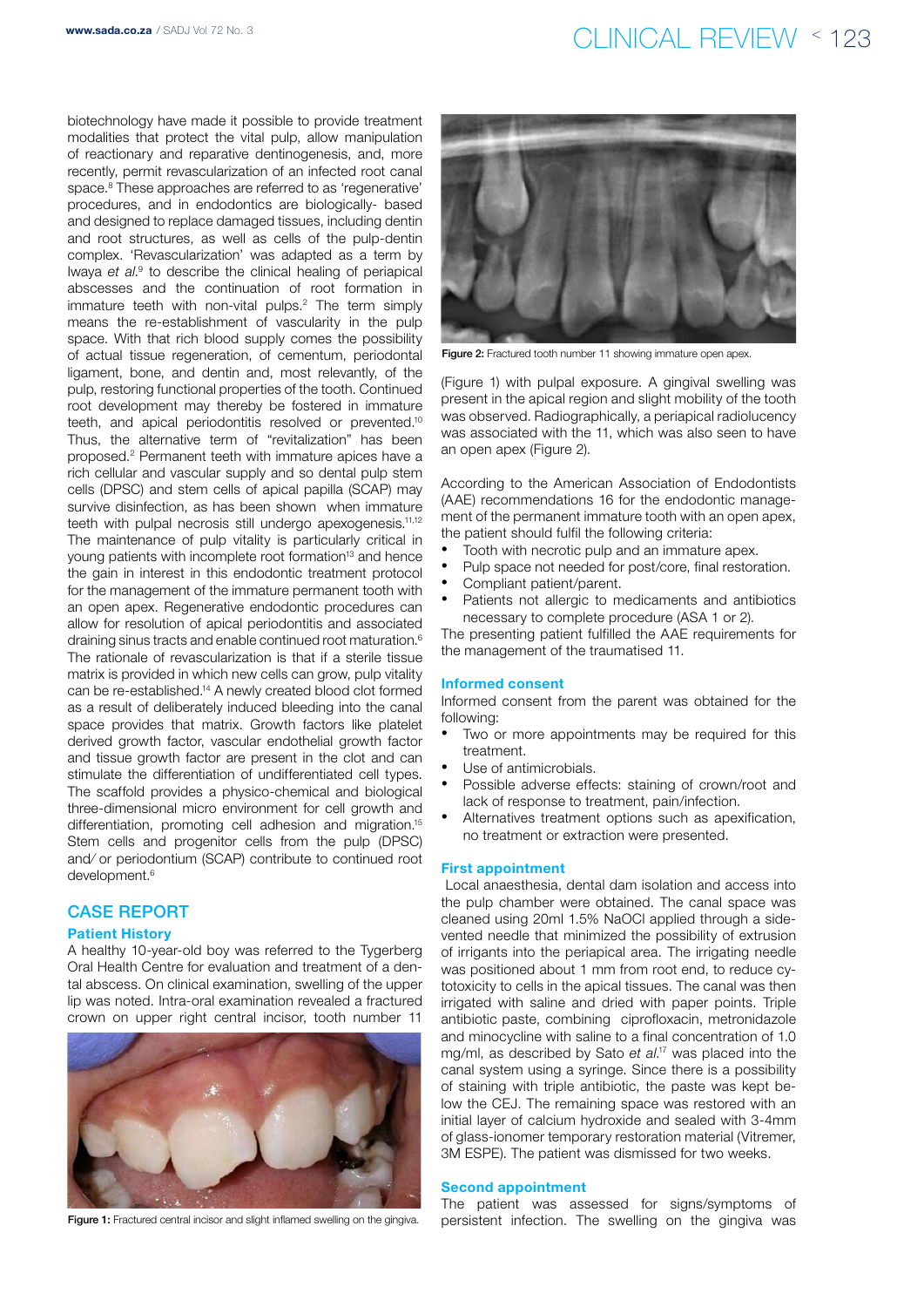biotechnology have made it possible to provide treatment modalities that protect the vital pulp, allow manipulation of reactionary and reparative dentinogenesis, and, more recently, permit revascularization of an infected root canal space.[8] These approaches are referred to as 'regenerative' procedures, and in endodontics are biologically- based and designed to replace damaged tissues, including dentin and root structures, as well as cells of the pulp-dentin complex. 'Revascularization' was adapted as a term by Iwaya *et al*.[9] to describe the clinical healing of periapical abscesses and the continuation of root formation in immature teeth with non-vital pulps.[2] The term simply means the re-establishment of vascularity in the pulp space. With that rich blood supply comes the possibility of actual tissue regeneration, of cementum, periodontal ligament, bone, and dentin and, most relevantly, of the pulp, restoring functional properties of the tooth. Continued root development may thereby be fostered in immature teeth, and apical periodontitis resolved or prevented.[10] Thus, the alternative term of "revitalization" has been proposed.[2] Permanent teeth with immature apices have a rich cellular and vascular supply and so dental pulp stem cells (DPSC) and stem cells of apical papilla (SCAP) may survive disinfection, as has been shown when immature teeth with pulpal necrosis still undergo apexogenesis.[11,12] The maintenance of pulp vitality is particularly critical in young patients with incomplete root formation[13] and hence the gain in interest in this endodontic treatment protocol for the management of the immature permanent tooth with an open apex. Regenerative endodontic procedures can allow for resolution of apical periodontitis and associated draining sinus tracts and enable continued root maturation.[6] The rationale of revascularization is that if a sterile tissue matrix is provided in which new cells can grow, pulp vitality can be re-established.[14] A newly created blood clot formed as a result of deliberately induced bleeding into the canal space provides that matrix. Growth factors like platelet derived growth factor, vascular endothelial growth factor and tissue growth factor are present in the clot and can stimulate the differentiation of undifferentiated cell types. The scaffold provides a physico-chemical and biological three-dimensional micro environment for cell growth and differentiation, promoting cell adhesion and migration.[15] Stem cells and progenitor cells from the pulp (DPSC) and/ or periodontium (SCAP) contribute to continued root development.[6]

## CASE REPORT

### Patient History

A healthy 10-year-old boy was referred to the Tygerberg Oral Health Centre for evaluation and treatment of a dental abscess. On clinical examination, swelling of the upper lip was noted. Intra-oral examination revealed a fractured crown on upper right central incisor, tooth number 11 (Figure 1) with pulpal exposure. A gingival swelling was present in the apical region and slight mobility of the tooth was observed. Radiographically, a periapical radiolucency was associated with the 11, which was also seen to have an open apex (Figure 2).

Figure 1: Fractured central incisor and slight inflamed swelling on the gingiva.

Figure 2: Fractured tooth number 11 showing immature open apex.

According to the American Association of Endodontists (AAE) recommendations 16 for the endodontic management of the permanent immature tooth with an open apex, the patient should fulfil the following criteria:

- Tooth with necrotic pulp and an immature apex.
- Pulp space not needed for post/core, final restoration.
- Compliant patient/parent.
- Patients not allergic to medicaments and antibiotics necessary to complete procedure (ASA 1 or 2).

The presenting patient fulfilled the AAE requirements for the management of the traumatised 11.

### Informed consent

Informed consent from the parent was obtained for the following:

- Two or more appointments may be required for this treatment.
- Use of antimicrobials.
- Possible adverse effects: staining of crown/root and lack of response to treatment, pain/infection.
- Alternatives treatment options such as apexification, no treatment or extraction were presented.

### First appointment

Local anaesthesia, dental dam isolation and access into the pulp chamber were obtained. The canal space was cleaned using 20ml 1.5% NaOCl applied through a side-vented needle that minimized the possibility of extrusion of irrigants into the periapical area. The irrigating needle was positioned about 1 mm from root end, to reduce cytotoxicity to cells in the apical tissues. The canal was then irrigated with saline and dried with paper points. Triple antibiotic paste, combining ciprofloxacin, metronidazole and minocycline with saline to a final concentration of 1.0 mg/ml, as described by Sato *et al*.[17] was placed into the canal system using a syringe. Since there is a possibility of staining with triple antibiotic, the paste was kept below the CEJ. The remaining space was restored with an initial layer of calcium hydroxide and sealed with 3-4mm of glass-ionomer temporary restoration material (Vitremer, 3M ESPE). The patient was dismissed for two weeks.

### Second appointment

The patient was assessed for signs/symptoms of persistent infection. The swelling on the gingiva was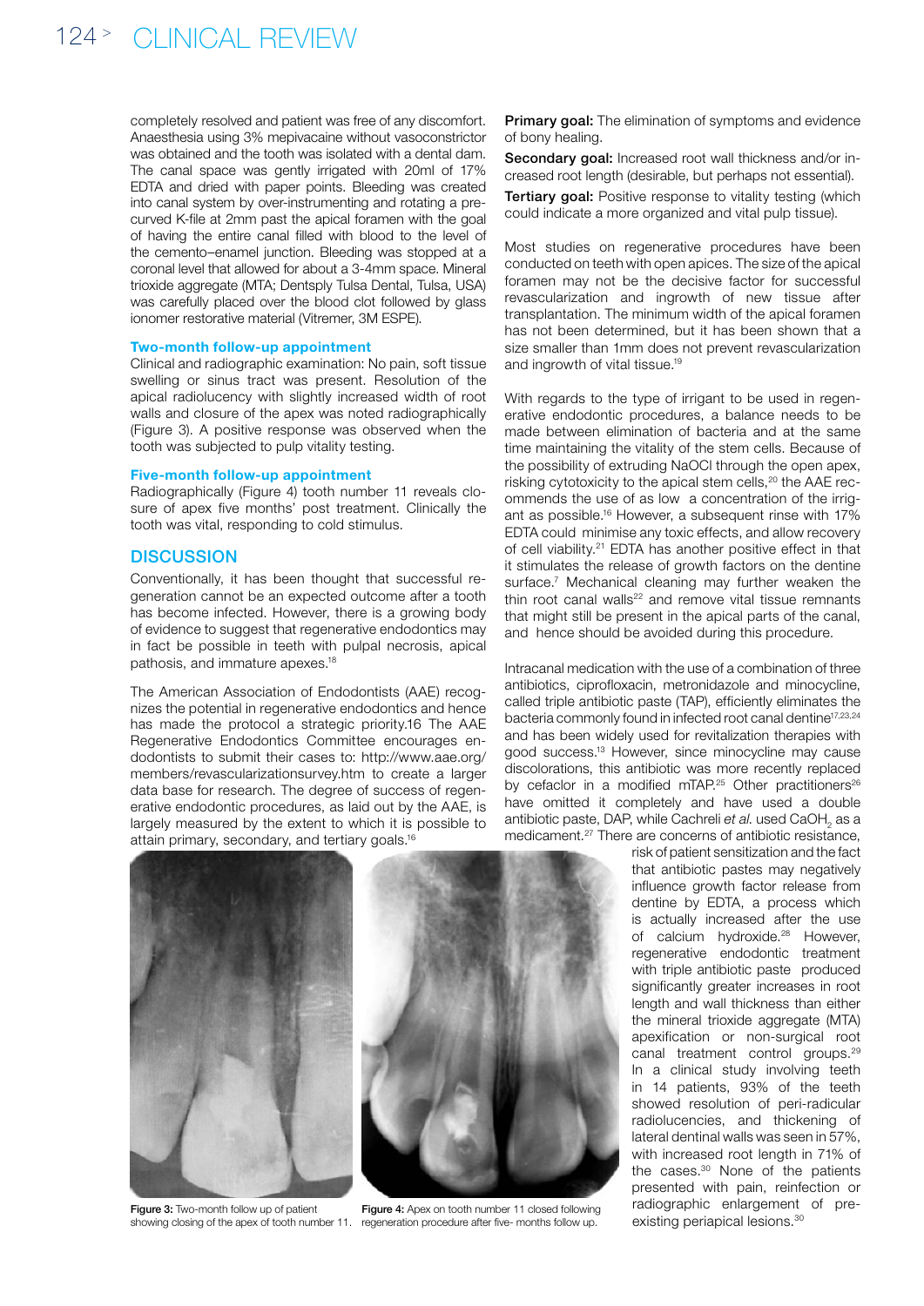completely resolved and patient was free of any discomfort. Anaesthesia using 3% mepivacaine without vasoconstrictor was obtained and the tooth was isolated with a dental dam. The canal space was gently irrigated with 20ml of 17% EDTA and dried with paper points. Bleeding was created into canal system by over-instrumenting and rotating a pre-curved K-file at 2mm past the apical foramen with the goal of having the entire canal filled with blood to the level of the cemento–enamel junction. Bleeding was stopped at a coronal level that allowed for about a 3-4mm space. Mineral trioxide aggregate (MTA; Dentsply Tulsa Dental, Tulsa, USA) was carefully placed over the blood clot followed by glass ionomer restorative material (Vitremer, 3M ESPE).

### Two-month follow-up appointment

Clinical and radiographic examination: No pain, soft tissue swelling or sinus tract was present. Resolution of the apical radiolucency with slightly increased width of root walls and closure of the apex was noted radiographically (Figure 3). A positive response was observed when the tooth was subjected to pulp vitality testing.

### Five-month follow-up appointment

Radiographically (Figure 4) tooth number 11 reveals closure of apex five months' post treatment. Clinically the tooth was vital, responding to cold stimulus.

## DISCUSSION

Conventionally, it has been thought that successful regeneration cannot be an expected outcome after a tooth has become infected. However, there is a growing body of evidence to suggest that regenerative endodontics may in fact be possible in teeth with pulpal necrosis, apical pathosis, and immature apexes.[18]

The American Association of Endodontists (AAE) recognizes the potential in regenerative endodontics and hence has made the protocol a strategic priority.16 The AAE Regenerative Endodontics Committee encourages endodontists to submit their cases to: http://www.aae.org/members/revascularizationsurvey.htm to create a larger data base for research. The degree of success of regenerative endodontic procedures, as laid out by the AAE, is largely measured by the extent to which it is possible to attain primary, secondary, and tertiary goals.[16]

**Primary goal:** The elimination of symptoms and evidence of bony healing.

**Secondary goal:** Increased root wall thickness and/or increased root length (desirable, but perhaps not essential).

**Tertiary goal:** Positive response to vitality testing (which could indicate a more organized and vital pulp tissue).

Most studies on regenerative procedures have been conducted on teeth with open apices. The size of the apical foramen may not be the decisive factor for successful revascularization and ingrowth of new tissue after transplantation. The minimum width of the apical foramen has not been determined, but it has been shown that a size smaller than 1mm does not prevent revascularization and ingrowth of vital tissue.[19]

With regards to the type of irrigant to be used in regenerative endodontic procedures, a balance needs to be made between elimination of bacteria and at the same time maintaining the vitality of the stem cells. Because of the possibility of extruding NaOCl through the open apex, risking cytotoxicity to the apical stem cells,[20] the AAE recommends the use of as low a concentration of the irrigant as possible.[16] However, a subsequent rinse with 17% EDTA could minimise any toxic effects, and allow recovery of cell viability.[21] EDTA has another positive effect in that it stimulates the release of growth factors on the dentine surface.[7] Mechanical cleaning may further weaken the thin root canal walls[22] and remove vital tissue remnants that might still be present in the apical parts of the canal, and hence should be avoided during this procedure.

Intracanal medication with the use of a combination of three antibiotics, ciprofloxacin, metronidazole and minocycline, called triple antibiotic paste (TAP), efficiently eliminates the bacteria commonly found in infected root canal dentine[17,23,24] and has been widely used for revitalization therapies with good success.[13] However, since minocycline may cause discolorations, this antibiotic was more recently replaced by cefaclor in a modified mTAP.[25] Other practitioners[26] have omitted it completely and have used a double antibiotic paste, DAP, while Cachreli *et al.* used $CaOH_2$ as a medicament.[27] There are concerns of antibiotic resistance, risk of patient sensitization and the fact that antibiotic pastes may negatively influence growth factor release from dentine by EDTA, a process which is actually increased after the use of calcium hydroxide.[28] However, regenerative endodontic treatment with triple antibiotic paste produced significantly greater increases in root length and wall thickness than either the mineral trioxide aggregate (MTA) apexification or non-surgical root canal treatment control groups.[29] In a clinical study involving teeth in 14 patients, 93% of the teeth showed resolution of peri-radicular radiolucencies, and thickening of lateral dentinal walls was seen in 57%, with increased root length in 71% of the cases.[30] None of the patients presented with pain, reinfection or radiographic enlargement of pre-existing periapical lesions.[30]

Figure 3: Two-month follow up of patient showing closing of the apex of tooth number 11.

Figure 4: Apex on tooth number 11 closed following regeneration procedure after five- months follow up.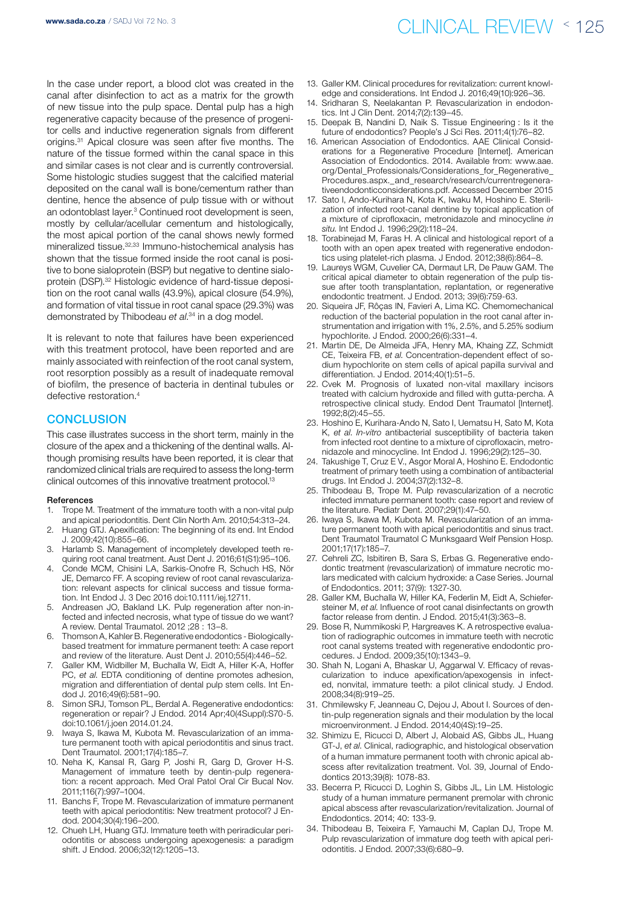In the case under report, a blood clot was created in the canal after disinfection to act as a matrix for the growth of new tissue into the pulp space. Dental pulp has a high regenerative capacity because of the presence of progenitor cells and inductive regeneration signals from different origins.[31] Apical closure was seen after five months. The nature of the tissue formed within the canal space in this and similar cases is not clear and is currently controversial. Some histologic studies suggest that the calcified material deposited on the canal wall is bone/cementum rather than dentine, hence the absence of pulp tissue with or without an odontoblast layer.[3] Continued root development is seen, mostly by cellular/acellular cementum and histologically, the most apical portion of the canal shows newly formed mineralized tissue.[32,33] Immuno-histochemical analysis has shown that the tissue formed inside the root canal is positive to bone sialoprotein (BSP) but negative to dentine sialoprotein (DSP).[32] Histologic evidence of hard-tissue deposition on the root canal walls (43.9%), apical closure (54.9%), and formation of vital tissue in root canal space (29.3%) was demonstrated by Thibodeau *et al*.[34] in a dog model.

It is relevant to note that failures have been experienced with this treatment protocol, have been reported and are mainly associated with reinfection of the root canal system, root resorption possibly as a result of inadequate removal of biofilm, the presence of bacteria in dentinal tubules or defective restoration.[4]

## CONCLUSION

This case illustrates success in the short term, mainly in the closure of the apex and a thickening of the dentinal walls. Although promising results have been reported, it is clear that randomized clinical trials are required to assess the long-term clinical outcomes of this innovative treatment protocol.[13]

#### References

1. Trope M. Treatment of the immature tooth with a non-vital pulp and apical periodontitis. Dent Clin North Am. 2010;54:313–24.
2. Huang GTJ. Apexification: The beginning of its end. Int Endod J. 2009;42(10):855–66.
3. Harlamb S. Management of incompletely developed teeth requiring root canal treatment. Aust Dent J. 2016;61(S1):95–106.
4. Conde MCM, Chisini LA, Sarkis-Onofre R, Schuch HS, Nör JE, Demarco FF. A scoping review of root canal revascularization: relevant aspects for clinical success and tissue formation. Int Endod J. 3 Dec 2016 doi:10.1111/iej.12711.
5. Andreasen JO, Bakland LK. Pulp regeneration after non-infected and infected necrosis, what type of tissue do we want? A review. Dental Traumatol. 2012 ;28 : 13–8.
6. Thomson A, Kahler B. Regenerative endodontics - Biologically-based treatment for immature permanent teeth: A case report and review of the literature. Aust Dent J. 2010;55(4):446–52.
7. Galler KM, Widbiller M, Buchalla W, Eidt A, Hiller K-A, Hoffer PC, *et al.* EDTA conditioning of dentine promotes adhesion, migration and differentiation of dental pulp stem cells. Int Endod J. 2016;49(6):581–90.
8. Simon SRJ, Tomson PL, Berdal A. Regenerative endodontics: regeneration or repair? J Endod. 2014 Apr;40(4Suppl):S70-5. doi:10.1061/j.joen 2014.01.24.
9. Iwaya S, Ikawa M, Kubota M. Revascularization of an immature permanent tooth with apical periodontitis and sinus tract. Dent Traumatol. 2001;17(4):185–7.
10. Neha K, Kansal R, Garg P, Joshi R, Garg D, Grover H-S. Management of immature teeth by dentin-pulp regeneration: a recent approach. Med Oral Patol Oral Cir Bucal Nov. 2011;116(7):997–1004.
11. Banchs F, Trope M. Revascularization of immature permanent teeth with apical periodontitis: New treatment protocol? J Endod. 2004;30(4):196–200.
12. Chueh LH, Huang GTJ. Immature teeth with periradicular periodontitis or abscess undergoing apexogenesis: a paradigm shift. J Endod. 2006;32(12):1205–13.
13. Galler KM. Clinical procedures for revitalization: current knowledge and considerations. Int Endod J. 2016;49(10):926–36.
14. Sridharan S, Neelakantan P. Revascularization in endodontics. Int J Clin Dent. 2014;7(2):139–45.
15. Deepak B, Nandini D, Naik S. Tissue Engineering : Is it the future of endodontics? People's J Sci Res. 2011;4(1):76–82.
16. American Association of Endodontics. AAE Clinical Considerations for a Regenerative Procedure [Internet]. American Association of Endodontics. 2014. Available from: www.aae.org/Dental_Professionals/Considerations_for_Regenerative_Procedures.aspx._and_research/research/currentregenerativeendodonticconsiderations.pdf. Accessed December 2015
17. Sato I, Ando-Kurihara N, Kota K, Iwaku M, Hoshino E. Sterilization of infected root-canal dentine by topical application of a mixture of ciprofloxacin, metronidazole and minocycline *in situ*. Int Endod J. 1996;29(2):118–24.
18. Torabinejad M, Faras H. A clinical and histological report of a tooth with an open apex treated with regenerative endodontics using platelet-rich plasma. J Endod. 2012;38(6):864–8.
19. Laureys WGM, Cuvelier CA, Dermaut LR, De Pauw GAM. The critical apical diameter to obtain regeneration of the pulp tissue after tooth transplantation, replantation, or regenerative endodontic treatment. J Endod. 2013; 39(6):759-63.
20. Siqueira JF, Rôças IN, Favieri A, Lima KC. Chemomechanical reduction of the bacterial population in the root canal after instrumentation and irrigation with 1%, 2.5%, and 5.25% sodium hypochlorite. J Endod. 2000;26(6):331–4.
21. Martin DE, De Almeida JFA, Henry MA, Khaing ZZ, Schmidt CE, Teixeira FB, *et al.* Concentration-dependent effect of sodium hypochlorite on stem cells of apical papilla survival and differentiation. J Endod. 2014;40(1):51–5.
22. Cvek M. Prognosis of luxated non-vital maxillary incisors treated with calcium hydroxide and filled with gutta-percha. A retrospective clinical study. Endod Dent Traumatol [Internet]. 1992;8(2):45–55.
23. Hoshino E, Kurihara-Ando N, Sato I, Uematsu H, Sato M, Kota K, *et al. In-vitro* antibacterial susceptibility of bacteria taken from infected root dentine to a mixture of ciprofloxacin, metronidazole and minocycline. Int Endod J. 1996;29(2):125–30.
24. Takushige T, Cruz E V., Asgor Moral A, Hoshino E. Endodontic treatment of primary teeth using a combination of antibacterial drugs. Int Endod J. 2004;37(2):132–8.
25. Thibodeau B, Trope M. Pulp revascularization of a necrotic infected immature permanent tooth: case report and review of the literature. Pediatr Dent. 2007;29(1):47–50.
26. Iwaya S, Ikawa M, Kubota M. Revascularization of an immature permanent tooth with apical periodontitis and sinus tract. Dent Traumatol Traumatol C Munksgaard Welf Pension Hosp. 2001;17(17):185–7.
27. Cehreli ZC, Isbitiren B, Sara S, Erbas G. Regenerative endodontic treatment (revascularization) of immature necrotic molars medicated with calcium hydroxide: a Case Series. Journal of Endodontics. 2011; 37(9): 1327-30.
28. Galler KM, Buchalla W, Hiller KA, Federlin M, Eidt A, Schiefersteiner M, *et al.* Influence of root canal disinfectants on growth factor release from dentin. J Endod. 2015;41(3):363–8.
29. Bose R, Nummikoski P, Hargreaves K. A retrospective evaluation of radiographic outcomes in immature teeth with necrotic root canal systems treated with regenerative endodontic procedures. J Endod. 2009;35(10):1343–9.
30. Shah N, Logani A, Bhaskar U, Aggarwal V. Efficacy of revascularization to induce apexification/apexogensis in infected, nonvital, immature teeth: a pilot clinical study. J Endod. 2008;34(8):919–25.
31. Chmilewsky F, Jeanneau C, Dejou J, About I. Sources of dentin-pulp regeneration signals and their modulation by the local microenvironment. J Endod. 2014;40(4S):19–25.
32. Shimizu E, Ricucci D, Albert J, Alobaid AS, Gibbs JL, Huang GT-J, *et al.* Clinical, radiographic, and histological observation of a human immature permanent tooth with chronic apical abscess after revitalization treatment. Vol. 39, Journal of Endodontics 2013;39(8): 1078-83.
33. Becerra P, Ricucci D, Loghin S, Gibbs JL, Lin LM. Histologic study of a human immature permanent premolar with chronic apical abscess after revascularization/revitalization. Journal of Endodontics. 2014; 40: 133-9.
34. Thibodeau B, Teixeira F, Yamauchi M, Caplan DJ, Trope M. Pulp revascularization of immature dog teeth with apical periodontitis. J Endod. 2007;33(6):680–9.